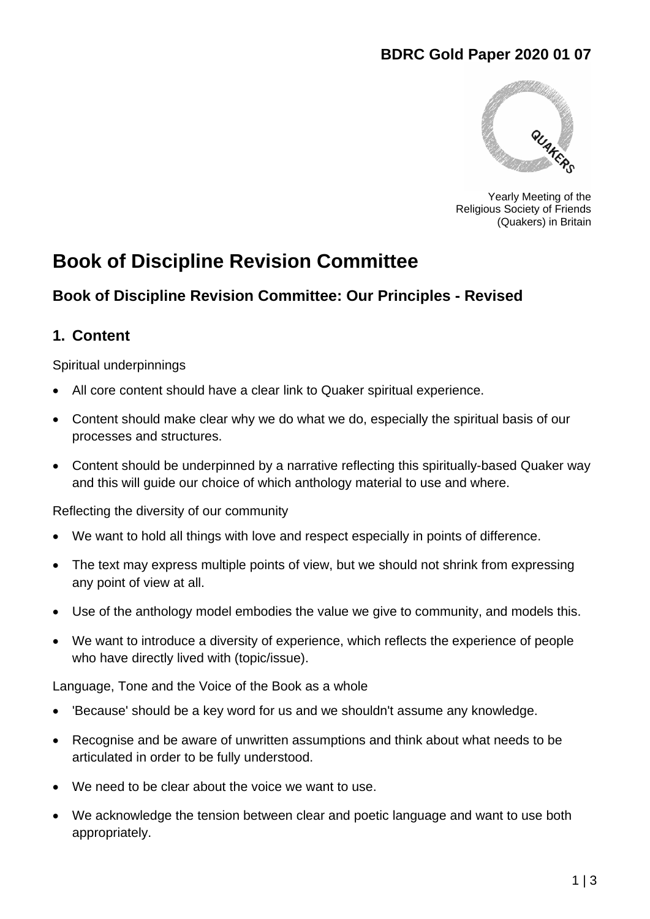**BDRC Gold Paper 2020 01 07**

Yearly Meeting of the Religious Society of Friends (Quakers) in Britain

# Book of Discipline Revision Committee

## Book of Discipline Revision Committee: Our Principles - Revised

## 1. Content

Spiritual underpinnings

- All core content should have a clear link to Quaker spiritual experience.
- Content should make clear why we do what we do, especially the spiritual basis of our processes and structures.
- Content should be underpinned by a narrative reflecting this spiritually-based Quaker way and this will guide our choice of which anthology material to use and where.

Reflecting the diversity of our community

- We want to hold all things with love and respect especially in points of difference.
- The text may express multiple points of view, but we should not shrink from expressing any point of view at all.
- Use of the anthology model embodies the value we give to community, and models this.
- We want to introduce a diversity of experience, which reflects the experience of people who have directly lived with (topic/issue).

Language, Tone and the Voice of the Book as a whole

- 'Because' should be a key word for us and we shouldn't assume any knowledge.
- Recognise and be aware of unwritten assumptions and think about what needs to be articulated in order to be fully understood.
- We need to be clear about the voice we want to use.
- We acknowledge the tension between clear and poetic language and want to use both appropriately.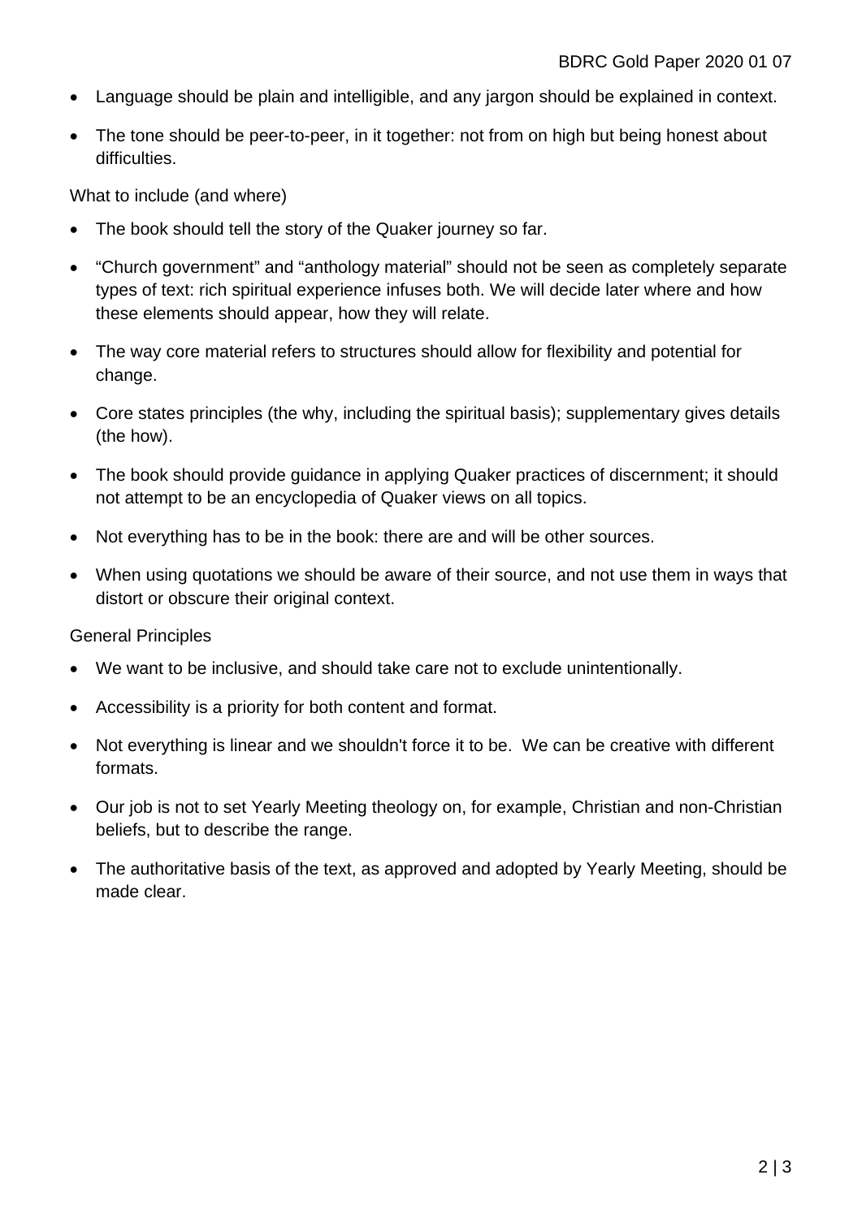- Language should be plain and intelligible, and any jargon should be explained in context.
- The tone should be peer-to-peer, in it together: not from on high but being honest about difficulties.

What to include (and where)

- The book should tell the story of the Quaker journey so far.
- “Church government” and “anthology material” should not be seen as completely separate types of text: rich spiritual experience infuses both. We will decide later where and how these elements should appear, how they will relate.
- The way core material refers to structures should allow for flexibility and potential for change.
- Core states principles (the why, including the spiritual basis); supplementary gives details (the how).
- The book should provide guidance in applying Quaker practices of discernment; it should not attempt to be an encyclopedia of Quaker views on all topics.
- Not everything has to be in the book: there are and will be other sources.
- When using quotations we should be aware of their source, and not use them in ways that distort or obscure their original context.

General Principles

- We want to be inclusive, and should take care not to exclude unintentionally.
- Accessibility is a priority for both content and format.
- Not everything is linear and we shouldn't force it to be. We can be creative with different formats.
- Our job is not to set Yearly Meeting theology on, for example, Christian and non-Christian beliefs, but to describe the range.
- The authoritative basis of the text, as approved and adopted by Yearly Meeting, should be made clear.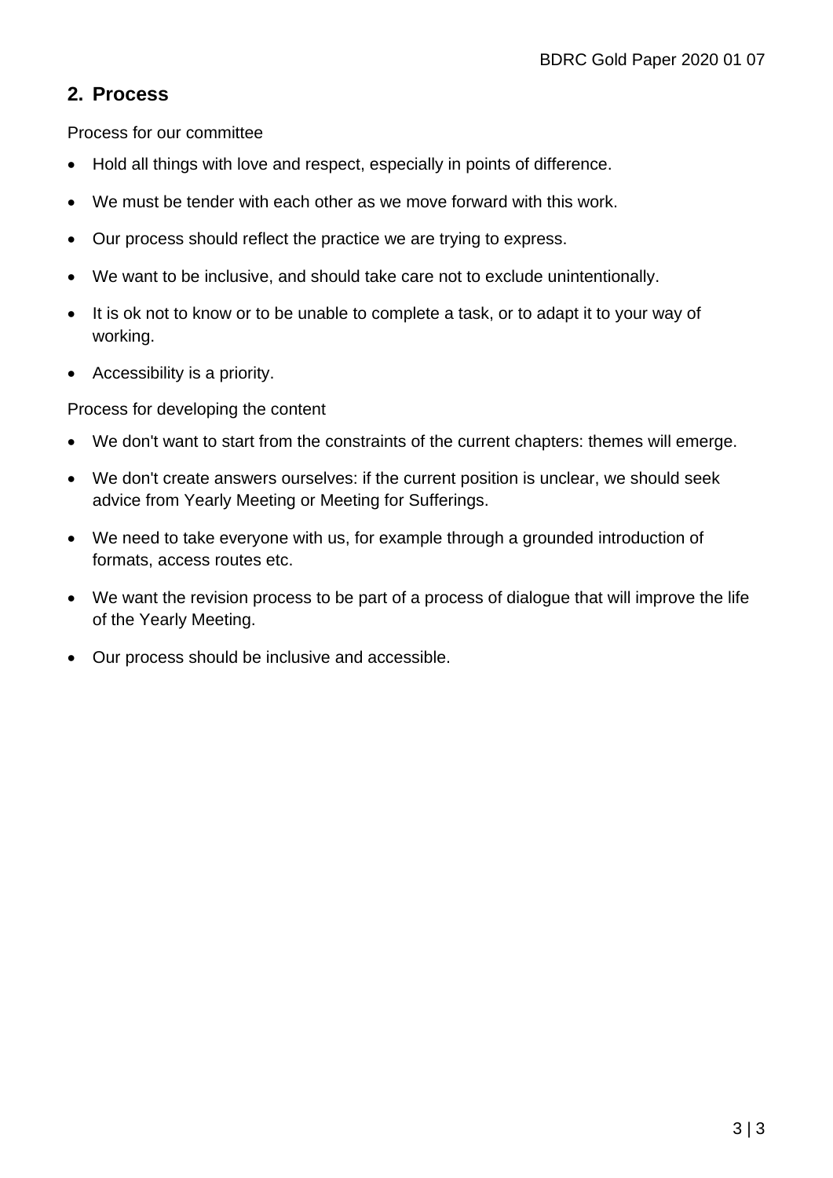## 2. Process

Process for our committee

- Hold all things with love and respect, especially in points of difference.
- We must be tender with each other as we move forward with this work.
- Our process should reflect the practice we are trying to express.
- We want to be inclusive, and should take care not to exclude unintentionally.
- It is ok not to know or to be unable to complete a task, or to adapt it to your way of working.
- Accessibility is a priority.

Process for developing the content

- We don't want to start from the constraints of the current chapters: themes will emerge.
- We don't create answers ourselves: if the current position is unclear, we should seek advice from Yearly Meeting or Meeting for Sufferings.
- We need to take everyone with us, for example through a grounded introduction of formats, access routes etc.
- We want the revision process to be part of a process of dialogue that will improve the life of the Yearly Meeting.
- Our process should be inclusive and accessible.